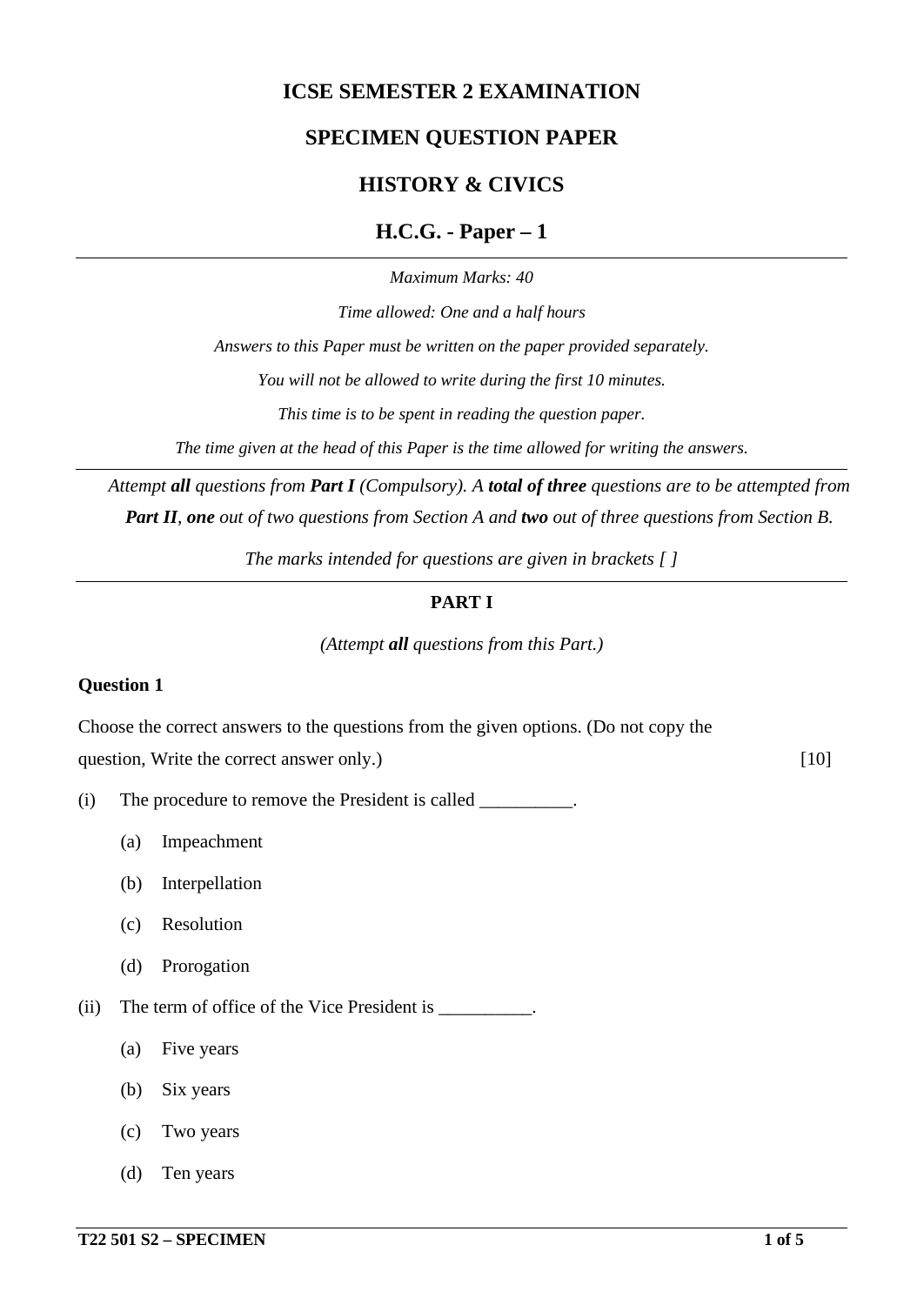# ICSE SEMESTER 2 EXAMINATION

## SPECIMEN QUESTION PAPER

## HISTORY & CIVICS

## H.C.G. - Paper – 1

---

*Maximum Marks: 40*

*Time allowed: One and a half hours*

*Answers to this Paper must be written on the paper provided separately.*

*You will not be allowed to write during the first 10 minutes.*

*This time is to be spent in reading the question paper.*

*The time given at the head of this Paper is the time allowed for writing the answers.*

---

*Attempt **all** questions from **Part I** (Compulsory). A **total of three** questions are to be attempted from **Part II**, **one** out of two questions from Section A and **two** out of three questions from Section B.*

*The marks intended for questions are given in brackets [ ]*

---

### PART I

*(Attempt **all** questions from this Part.)*

**Question 1**

Choose the correct answers to the questions from the given options. (Do not copy the question, Write the correct answer only.) [10]

(i) The procedure to remove the President is called __________.

- (a) Impeachment
- (b) Interpellation
- (c) Resolution
- (d) Prorogation

(ii) The term of office of the Vice President is __________.

- (a) Five years
- (b) Six years
- (c) Two years
- (d) Ten years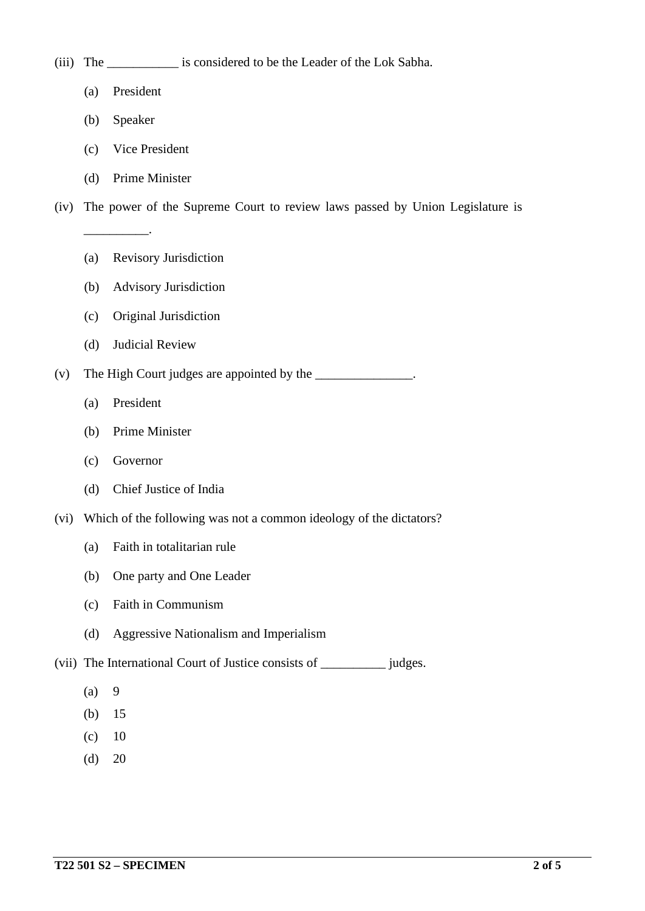(iii) The ___________ is considered to be the Leader of the Lok Sabha.

(a) President

(b) Speaker

(c) Vice President

(d) Prime Minister

(iv) The power of the Supreme Court to review laws passed by Union Legislature is __________.

(a) Revisory Jurisdiction

(b) Advisory Jurisdiction

(c) Original Jurisdiction

(d) Judicial Review

(v) The High Court judges are appointed by the _______________.

(a) President

(b) Prime Minister

(c) Governor

(d) Chief Justice of India

(vi) Which of the following was not a common ideology of the dictators?

(a) Faith in totalitarian rule

(b) One party and One Leader

(c) Faith in Communism

(d) Aggressive Nationalism and Imperialism

(vii) The International Court of Justice consists of __________ judges.

(a) 9

(b) 15

(c) 10

(d) 20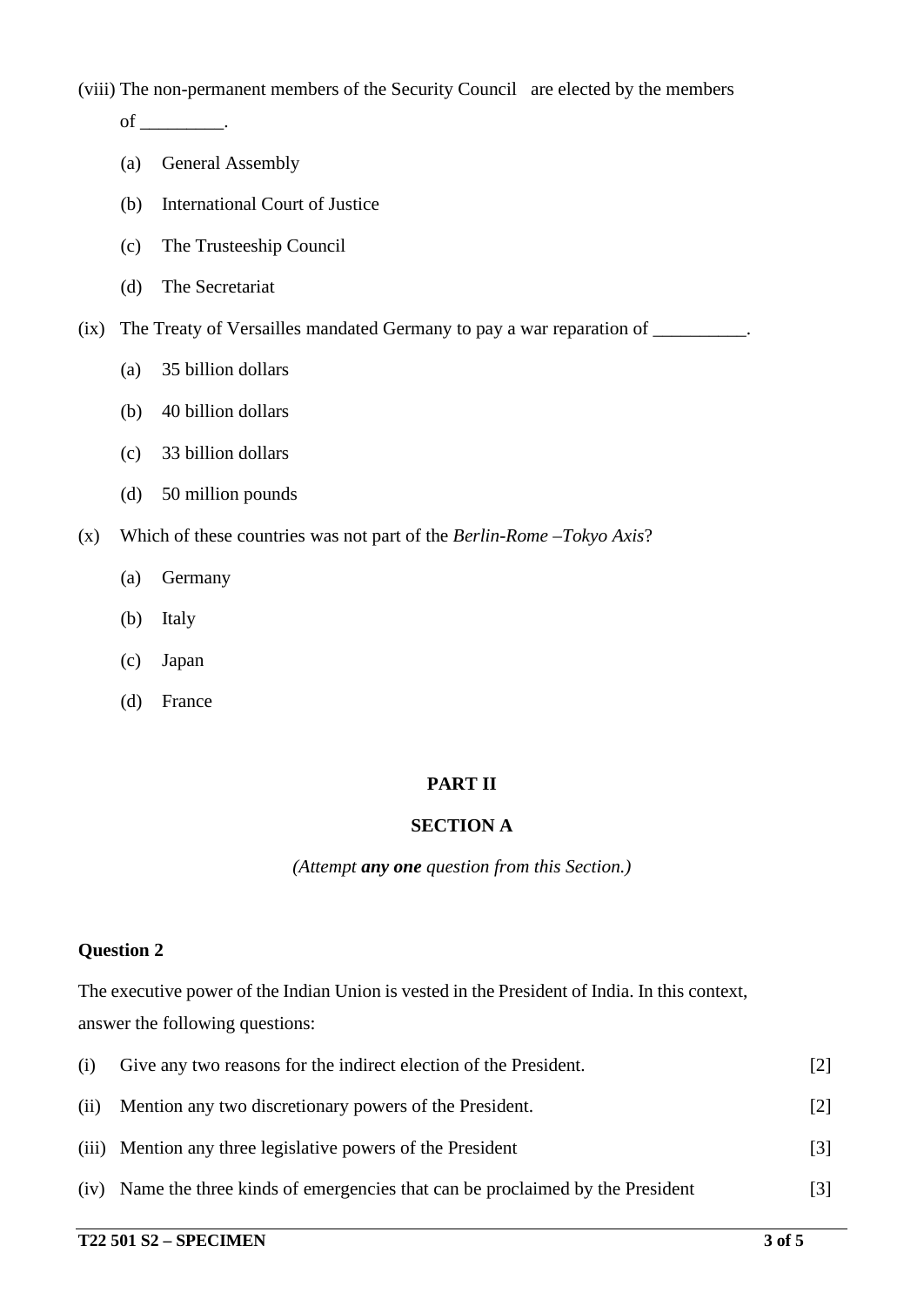(viii) The non-permanent members of the Security Council are elected by the members of _________.

- (a) General Assembly
- (b) International Court of Justice
- (c) The Trusteeship Council
- (d) The Secretariat

(ix) The Treaty of Versailles mandated Germany to pay a war reparation of __________.

- (a) 35 billion dollars
- (b) 40 billion dollars
- (c) 33 billion dollars
- (d) 50 million pounds

(x) Which of these countries was not part of the *Berlin-Rome –Tokyo Axis*?

- (a) Germany
- (b) Italy
- (c) Japan
- (d) France

## PART II

### SECTION A

*(Attempt **any one** question from this Section.)*

**Question 2**

The executive power of the Indian Union is vested in the President of India. In this context, answer the following questions:

(i) Give any two reasons for the indirect election of the President. [2]

(ii) Mention any two discretionary powers of the President. [2]

(iii) Mention any three legislative powers of the President [3]

(iv) Name the three kinds of emergencies that can be proclaimed by the President [3]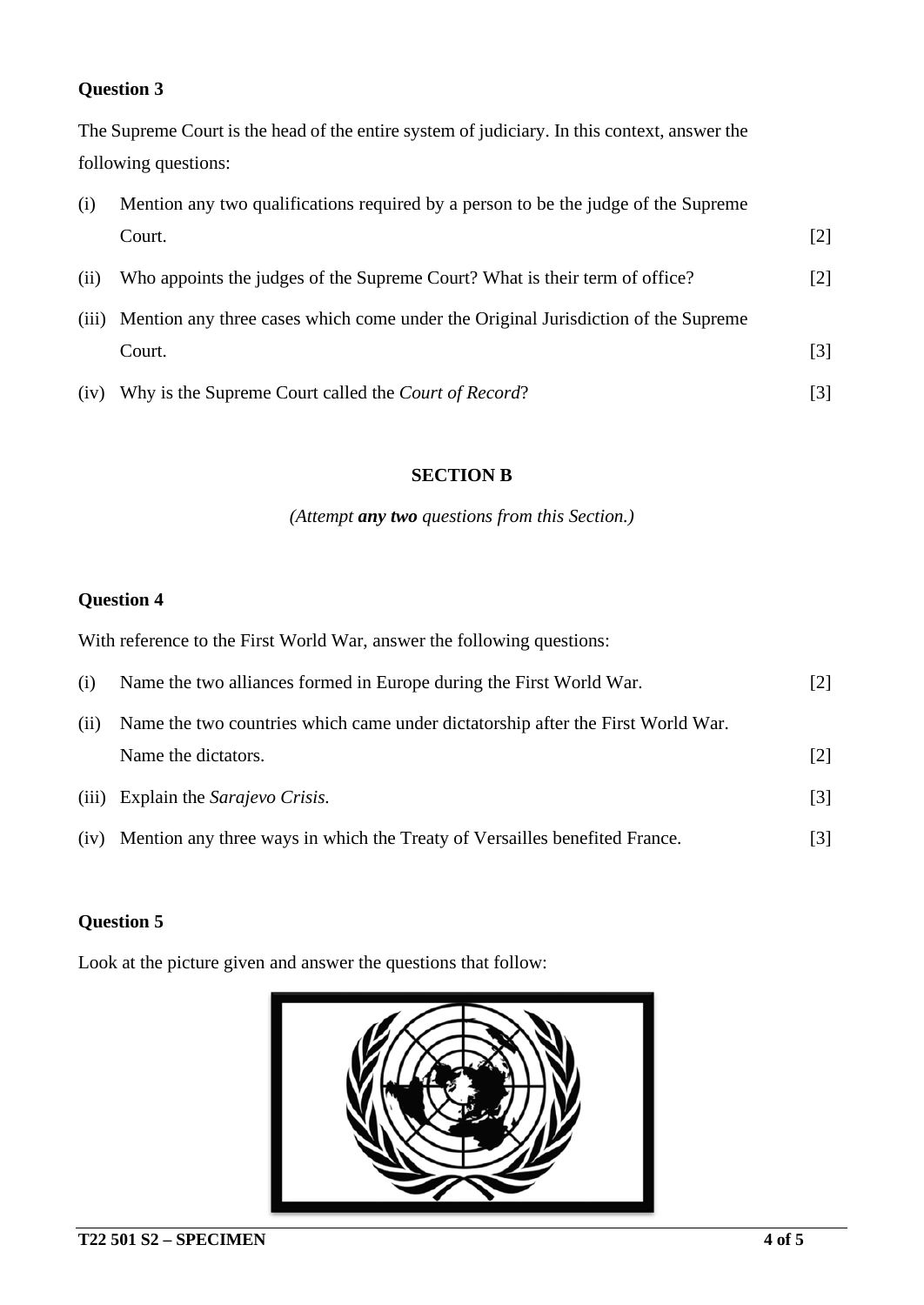**Question 3**

The Supreme Court is the head of the entire system of judiciary. In this context, answer the following questions:

(i) Mention any two qualifications required by a person to be the judge of the Supreme Court. [2]

(ii) Who appoints the judges of the Supreme Court? What is their term of office? [2]

(iii) Mention any three cases which come under the Original Jurisdiction of the Supreme Court. [3]

(iv) Why is the Supreme Court called the *Court of Record*? [3]

## SECTION B

*(Attempt **any two** questions from this Section.)*

**Question 4**

With reference to the First World War, answer the following questions:

(i) Name the two alliances formed in Europe during the First World War. [2]

(ii) Name the two countries which came under dictatorship after the First World War. Name the dictators. [2]

(iii) Explain the *Sarajevo Crisis.* [3]

(iv) Mention any three ways in which the Treaty of Versailles benefited France. [3]

**Question 5**

Look at the picture given and answer the questions that follow: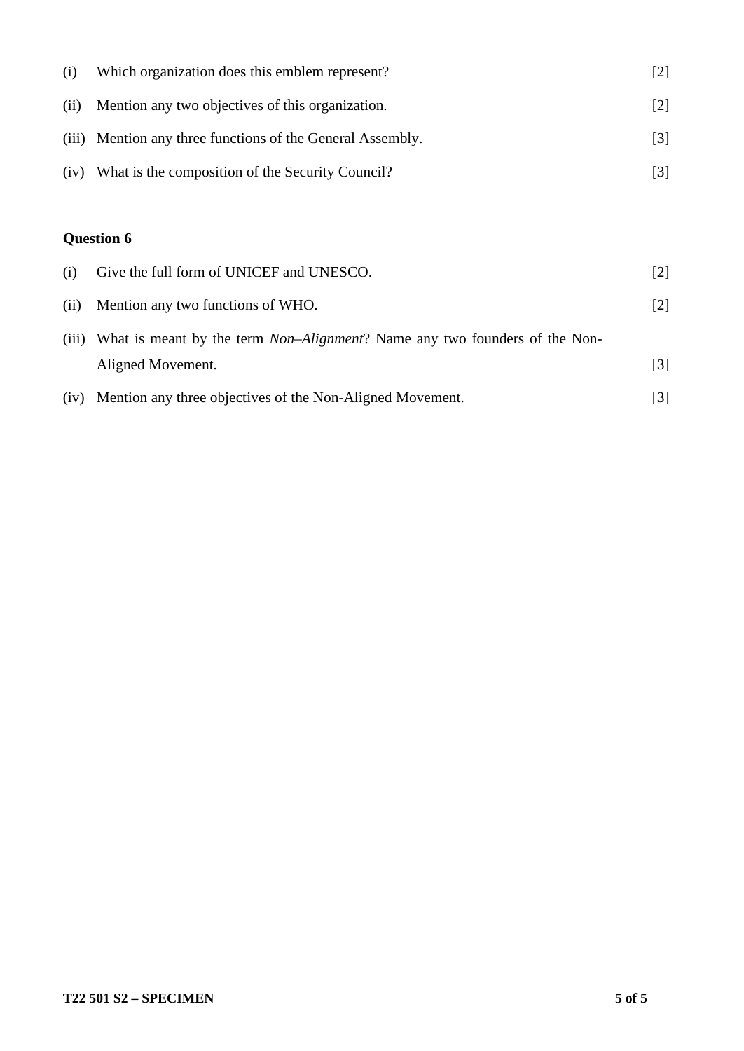(i) Which organization does this emblem represent? [2]

(ii) Mention any two objectives of this organization. [2]

(iii) Mention any three functions of the General Assembly. [3]

(iv) What is the composition of the Security Council? [3]

**Question 6**

(i) Give the full form of UNICEF and UNESCO. [2]

(ii) Mention any two functions of WHO. [2]

(iii) What is meant by the term *Non–Alignment*? Name any two founders of the Non-Aligned Movement. [3]

(iv) Mention any three objectives of the Non-Aligned Movement. [3]